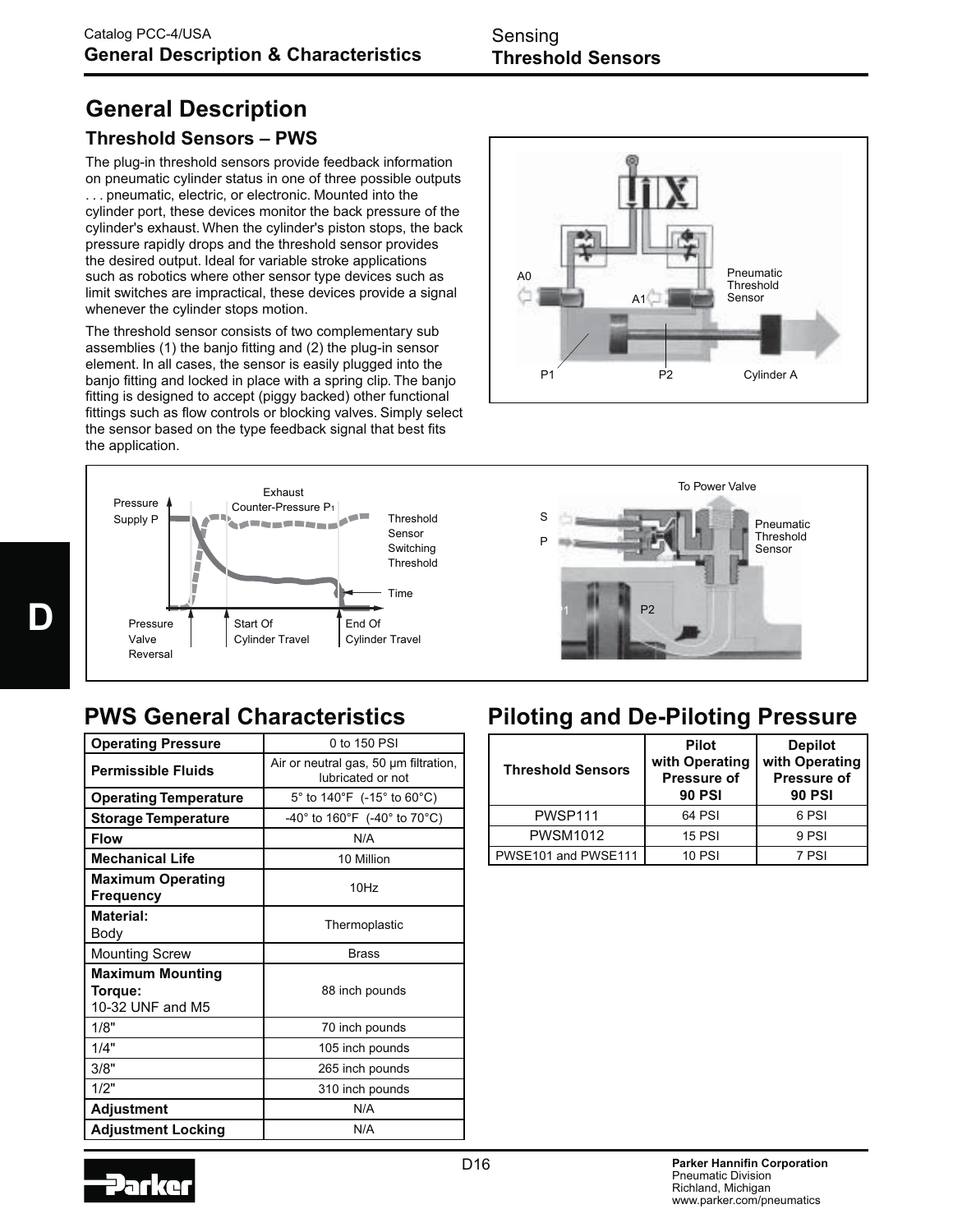# General Description

### Threshold Sensors – PWS

The plug-in threshold sensors provide feedback information on pneumatic cylinder status in one of three possible outputs . . . pneumatic, electric, or electronic. Mounted into the cylinder port, these devices monitor the back pressure of the cylinder's exhaust. When the cylinder's piston stops, the back pressure rapidly drops and the threshold sensor provides the desired output. Ideal for variable stroke applications such as robotics where other sensor type devices such as limit switches are impractical, these devices provide a signal whenever the cylinder stops motion.

The threshold sensor consists of two complementary sub assemblies (1) the banjo fitting and (2) the plug-in sensor element. In all cases, the sensor is easily plugged into the banjo fitting and locked in place with a spring clip. The banjo fitting is designed to accept (piggy backed) other functional fittings such as flow controls or blocking valves. Simply select the sensor based on the type feedback signal that best fits the application.

## PWS General Characteristics

| Operating Pressure | 0 to 150 PSI |
|---|---|
| **Permissible Fluids** | Air or neutral gas, 50 μm filtration, lubricated or not |
| **Operating Temperature** | 5° to 140°F (-15° to 60°C) |
| **Storage Temperature** | -40° to 160°F (-40° to 70°C) |
| **Flow** | N/A |
| **Mechanical Life** | 10 Million |
| **Maximum Operating Frequency** | 10Hz |
| **Material:** Body | Thermoplastic |
| Mounting Screw | Brass |
| **Maximum Mounting Torque:** 10-32 UNF and M5 | 88 inch pounds |
| 1/8" | 70 inch pounds |
| 1/4" | 105 inch pounds |
| 3/8" | 265 inch pounds |
| 1/2" | 310 inch pounds |
| **Adjustment** | N/A |
| **Adjustment Locking** | N/A |

## Piloting and De-Piloting Pressure

| Threshold Sensors | Pilot with Operating Pressure of 90 PSI | Depilot with Operating Pressure of 90 PSI |
|---|---|---|
| PWSP111 | 64 PSI | 6 PSI |
| PWSM1012 | 15 PSI | 9 PSI |
| PWSE101 and PWSE111 | 10 PSI | 7 PSI |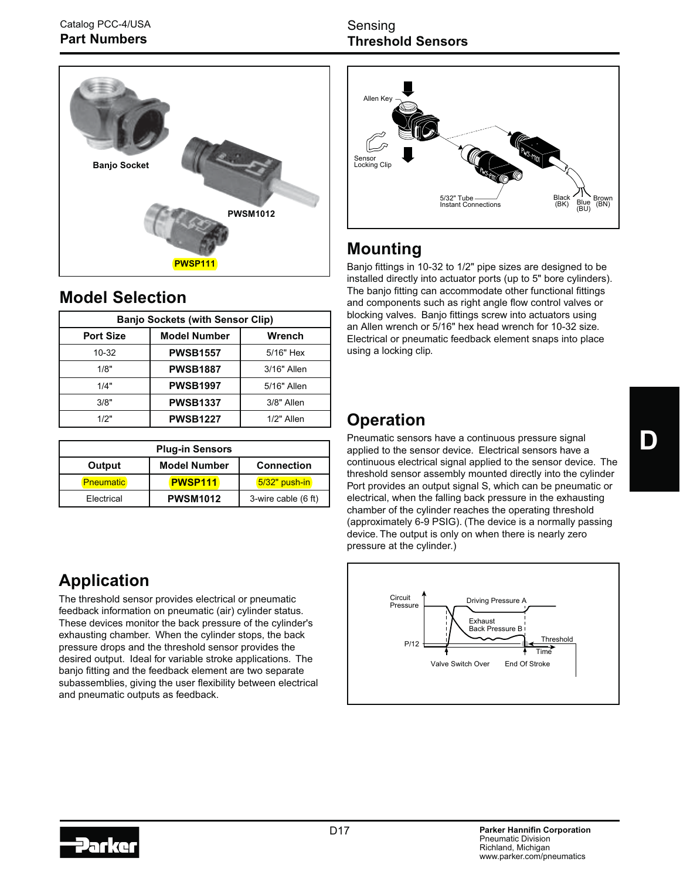# Threshold Sensors

Banjo Socket

PWSM1012

PWSP111

## Model Selection

| Banjo Sockets (with Sensor Clip) | | |
|---|---|---|
| **Port Size** | **Model Number** | **Wrench** |
| 10-32 | **PWSB1557** | 5/16" Hex |
| 1/8" | **PWSB1887** | 3/16" Allen |
| 1/4" | **PWSB1997** | 5/16" Allen |
| 3/8" | **PWSB1337** | 3/8" Allen |
| 1/2" | **PWSB1227** | 1/2" Allen |

| Plug-in Sensors | | |
|---|---|---|
| **Output** | **Model Number** | **Connection** |
| Pneumatic | **PWSP111** | 5/32" push-in |
| Electrical | **PWSM1012** | 3-wire cable (6 ft) |

## Application

The threshold sensor provides electrical or pneumatic feedback information on pneumatic (air) cylinder status. These devices monitor the back pressure of the cylinder's exhausting chamber. When the cylinder stops, the back pressure drops and the threshold sensor provides the desired output. Ideal for variable stroke applications. The banjo fitting and the feedback element are two separate subassemblies, giving the user flexibility between electrical and pneumatic outputs as feedback.

Allen Key

Sensor Locking Clip

5/32" Tube Instant Connections

Black (BK) Blue (BU) Brown (BN)

## Mounting

Banjo fittings in 10-32 to 1/2" pipe sizes are designed to be installed directly into actuator ports (up to 5" bore cylinders). The banjo fitting can accommodate other functional fittings and components such as right angle flow control valves or blocking valves. Banjo fittings screw into actuators using an Allen wrench or 5/16" hex head wrench for 10-32 size. Electrical or pneumatic feedback element snaps into place using a locking clip.

## Operation

Pneumatic sensors have a continuous pressure signal applied to the sensor device. Electrical sensors have a continuous electrical signal applied to the sensor device. The threshold sensor assembly mounted directly into the cylinder Port provides an output signal S, which can be pneumatic or electrical, when the falling back pressure in the exhausting chamber of the cylinder reaches the operating threshold (approximately 6-9 PSIG). (The device is a normally passing device. The output is only on when there is nearly zero pressure at the cylinder.)

Circuit Pressure — Driving Pressure A — Exhaust Back Pressure B — P/12 — Threshold — Time — Valve Switch Over — End Of Stroke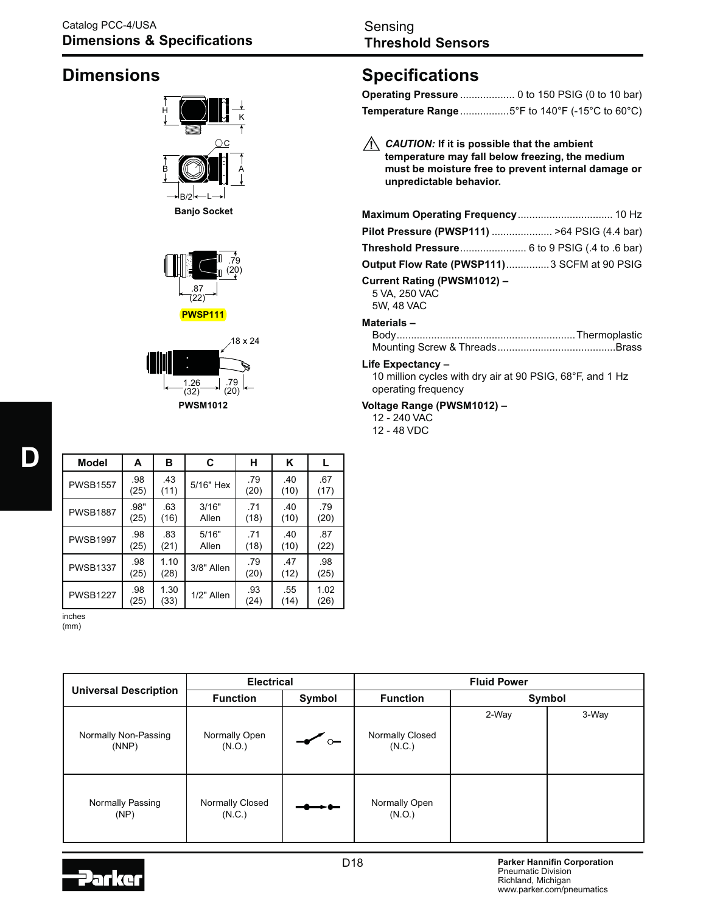## Dimensions

H
K
C
B
A
B/2
L

**Banjo Socket**

.79
(20)
.87
(22)

**PWSP111**

18 x 24
1.26
(32)
.79
(20)

**PWSM1012**

| Model | A | B | C | H | K | L |
|---|---|---|---|---|---|---|
| PWSB1557 | .98 (25) | .43 (11) | 5/16" Hex | .79 (20) | .40 (10) | .67 (17) |
| PWSB1887 | .98" (25) | .63 (16) | 3/16" Allen | .71 (18) | .40 (10) | .79 (20) |
| PWSB1997 | .98 (25) | .83 (21) | 5/16" Allen | .71 (18) | .40 (10) | .87 (22) |
| PWSB1337 | .98 (25) | 1.10 (28) | 3/8" Allen | .79 (20) | .47 (12) | .98 (25) |
| PWSB1227 | .98 (25) | 1.30 (33) | 1/2" Allen | .93 (24) | .55 (14) | 1.02 (26) |

inches
(mm)

## Specifications

**Operating Pressure** ................... 0 to 150 PSIG (0 to 10 bar)

**Temperature Range** .................5°F to 140°F (-15°C to 60°C)

⚠ ***CAUTION:*** **If it is possible that the ambient temperature may fall below freezing, the medium must be moisture free to prevent internal damage or unpredictable behavior.**

**Maximum Operating Frequency** ................................. 10 Hz

**Pilot Pressure (PWSP111)** ..................... >64 PSIG (4.4 bar)

**Threshold Pressure** ....................... 6 to 9 PSIG (.4 to .6 bar)

**Output Flow Rate (PWSP111)** ...............3 SCFM at 90 PSIG

**Current Rating (PWSM1012) –**
5 VA, 250 VAC
5W, 48 VAC

**Materials –**
Body.............................................................Thermoplastic
Mounting Screw & Threads.........................................Brass

**Life Expectancy –**
10 million cycles with dry air at 90 PSIG, 68°F, and 1 Hz operating frequency

**Voltage Range (PWSM1012) –**
12 - 240 VAC
12 - 48 VDC

| Universal Description | Electrical | | Fluid Power | | |
|---|---|---|---|---|---|
| | Function | Symbol | Function | Symbol | |
| | | | | 2-Way | 3-Way |
| Normally Non-Passing (NNP) | Normally Open (N.O.) | | Normally Closed (N.C.) | | |
| Normally Passing (NP) | Normally Closed (N.C.) | | Normally Open (N.O.) | | |